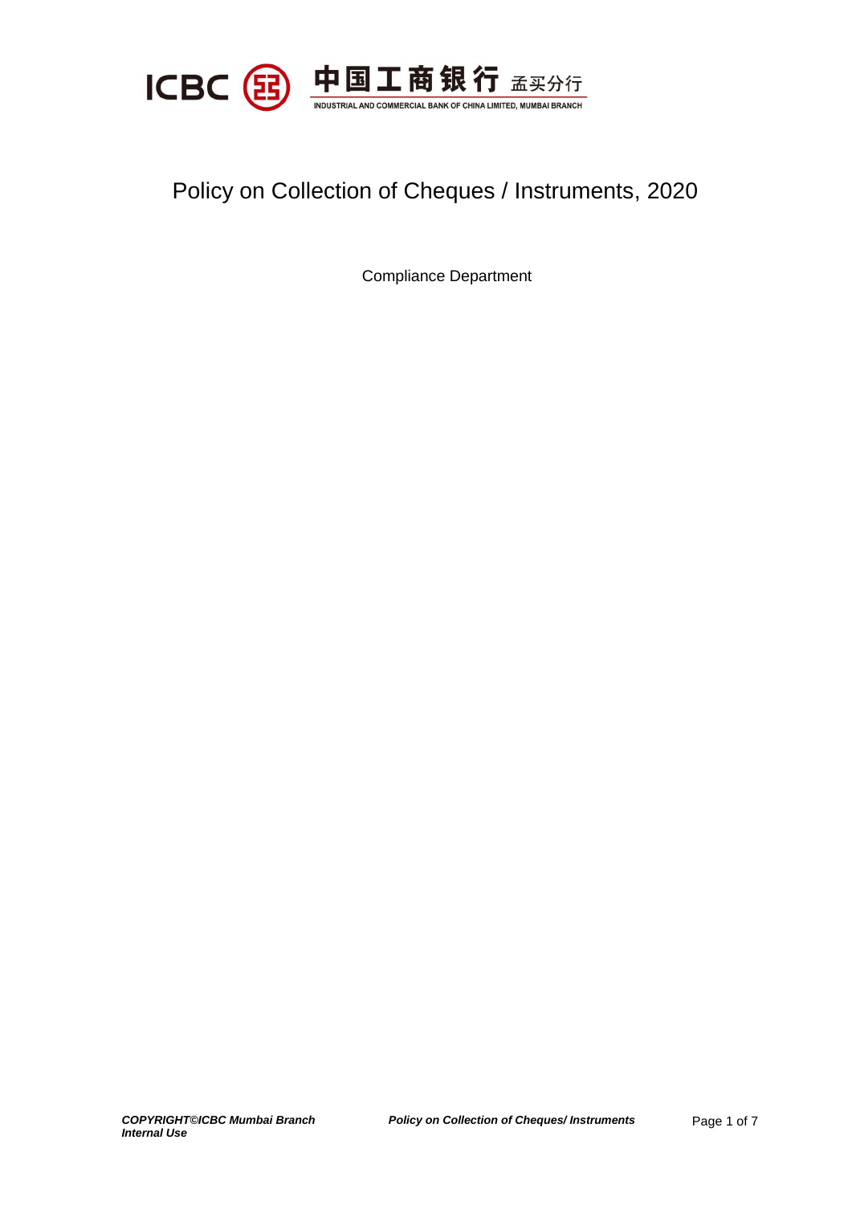# Policy on Collection of Cheques / Instruments, 2020

Compliance Department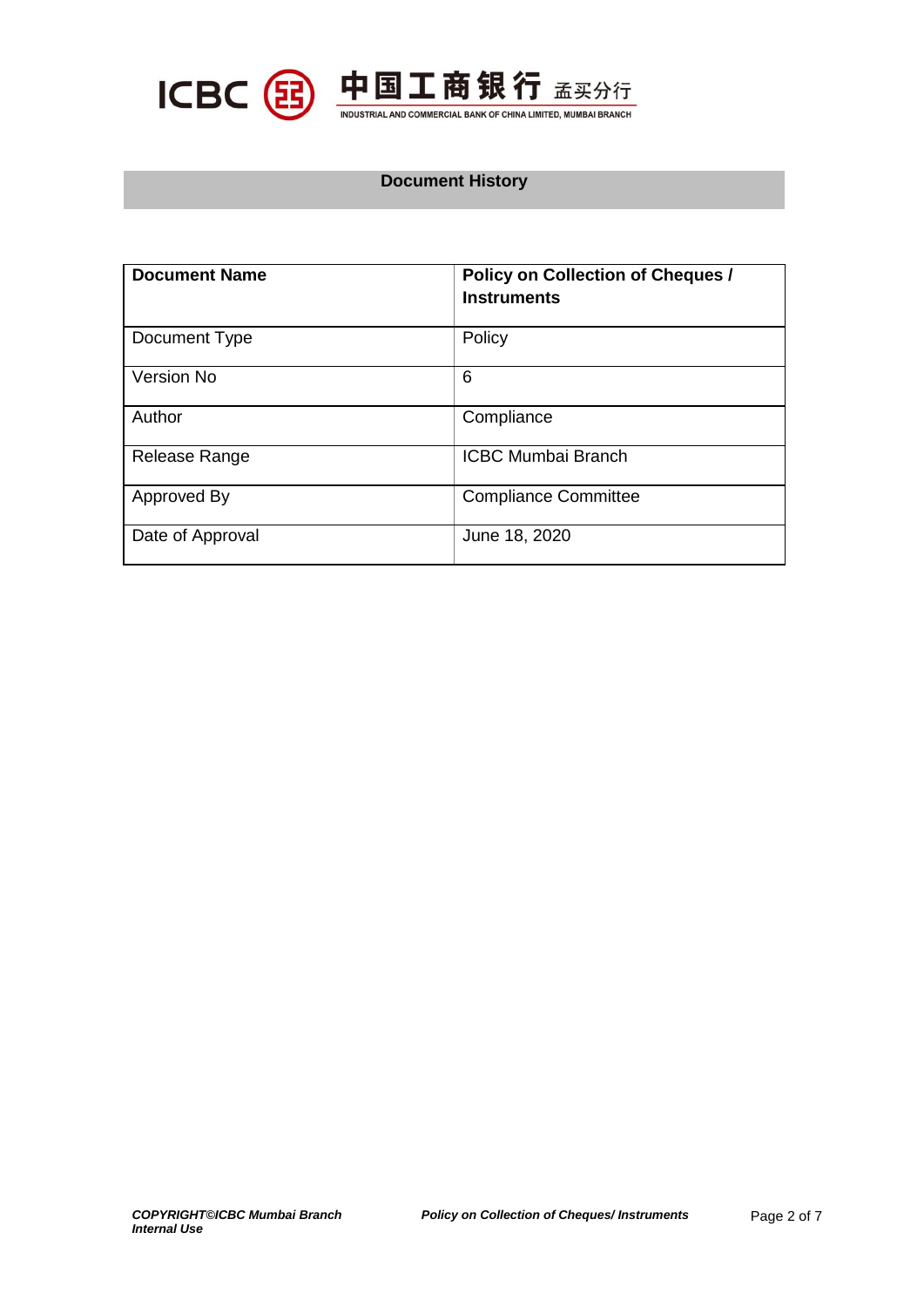## Document History

| Document Name | Policy on Collection of Cheques / Instruments |
| --- | --- |
| Document Type | Policy |
| Version No | 6 |
| Author | Compliance |
| Release Range | ICBC Mumbai Branch |
| Approved By | Compliance Committee |
| Date of Approval | June 18, 2020 |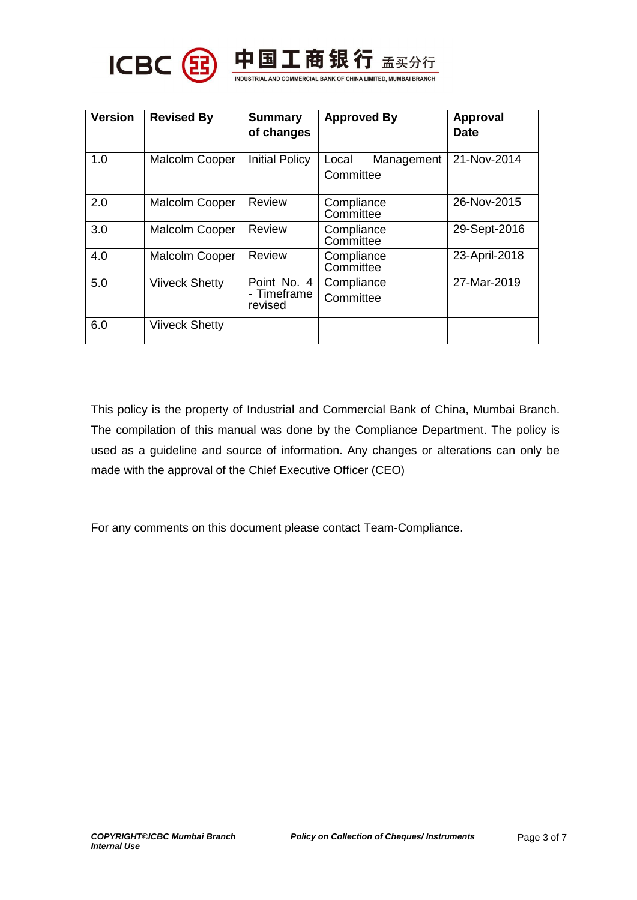| Version | Revised By | Summary of changes | Approved By | Approval Date |
|---|---|---|---|---|
| 1.0 | Malcolm Cooper | Initial Policy | Local Management Committee | 21-Nov-2014 |
| 2.0 | Malcolm Cooper | Review | Compliance Committee | 26-Nov-2015 |
| 3.0 | Malcolm Cooper | Review | Compliance Committee | 29-Sept-2016 |
| 4.0 | Malcolm Cooper | Review | Compliance Committee | 23-April-2018 |
| 5.0 | Viiveck Shetty | Point No. 4 - Timeframe revised | Compliance Committee | 27-Mar-2019 |
| 6.0 | Viiveck Shetty | | | |

This policy is the property of Industrial and Commercial Bank of China, Mumbai Branch. The compilation of this manual was done by the Compliance Department. The policy is used as a guideline and source of information. Any changes or alterations can only be made with the approval of the Chief Executive Officer (CEO)

For any comments on this document please contact Team-Compliance.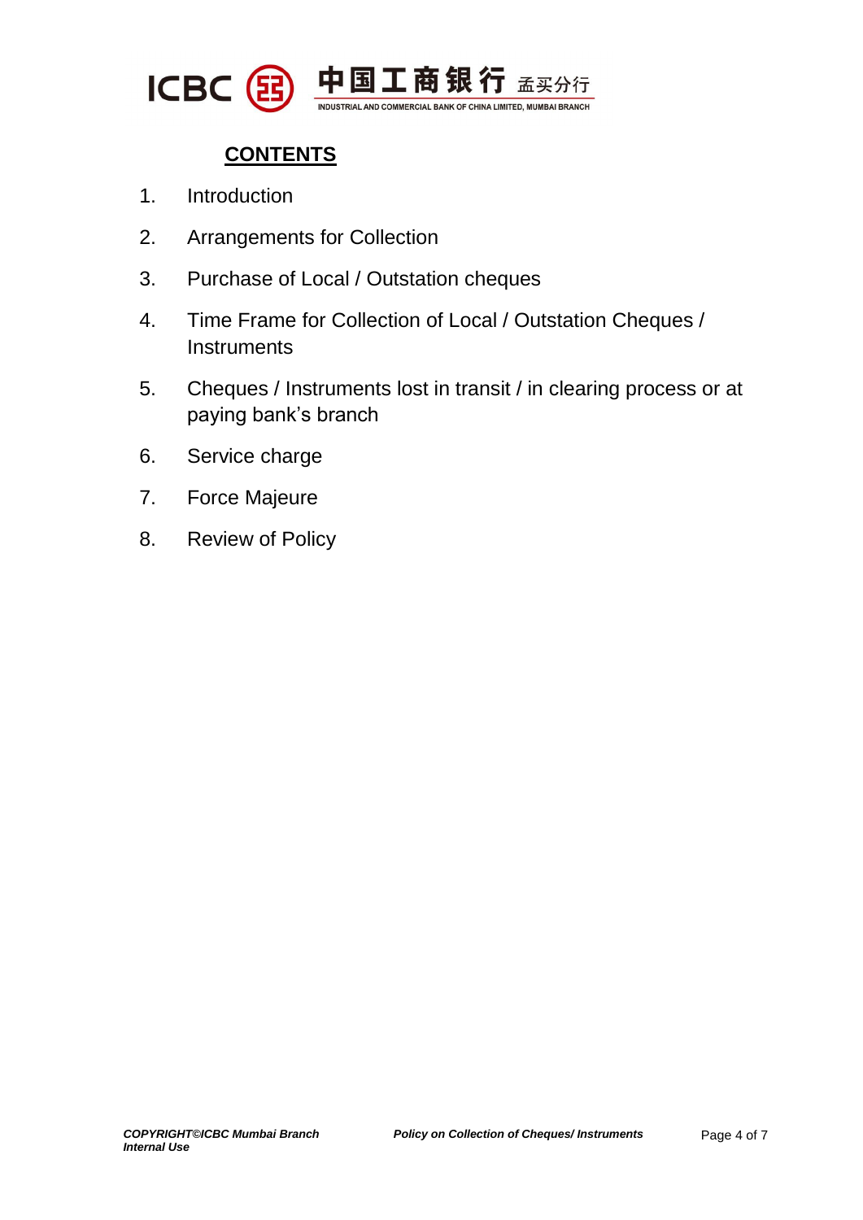# CONTENTS

1. Introduction
2. Arrangements for Collection
3. Purchase of Local / Outstation cheques
4. Time Frame for Collection of Local / Outstation Cheques / Instruments
5. Cheques / Instruments lost in transit / in clearing process or at paying bank's branch
6. Service charge
7. Force Majeure
8. Review of Policy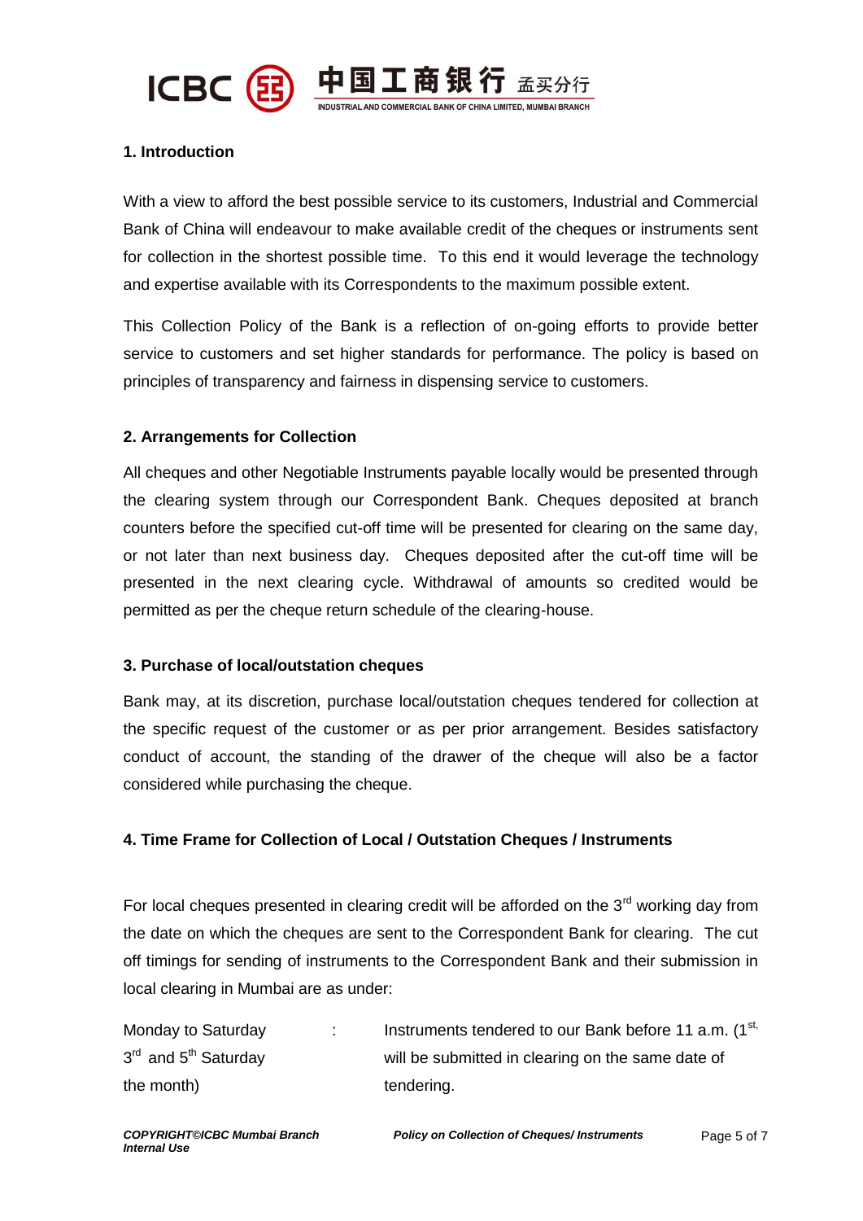## 1. Introduction

With a view to afford the best possible service to its customers, Industrial and Commercial Bank of China will endeavour to make available credit of the cheques or instruments sent for collection in the shortest possible time. To this end it would leverage the technology and expertise available with its Correspondents to the maximum possible extent.

This Collection Policy of the Bank is a reflection of on-going efforts to provide better service to customers and set higher standards for performance. The policy is based on principles of transparency and fairness in dispensing service to customers.

## 2. Arrangements for Collection

All cheques and other Negotiable Instruments payable locally would be presented through the clearing system through our Correspondent Bank. Cheques deposited at branch counters before the specified cut-off time will be presented for clearing on the same day, or not later than next business day. Cheques deposited after the cut-off time will be presented in the next clearing cycle. Withdrawal of amounts so credited would be permitted as per the cheque return schedule of the clearing-house.

## 3. Purchase of local/outstation cheques

Bank may, at its discretion, purchase local/outstation cheques tendered for collection at the specific request of the customer or as per prior arrangement. Besides satisfactory conduct of account, the standing of the drawer of the cheque will also be a factor considered while purchasing the cheque.

## 4. Time Frame for Collection of Local / Outstation Cheques / Instruments

For local cheques presented in clearing credit will be afforded on the 3rd working day from the date on which the cheques are sent to the Correspondent Bank for clearing. The cut off timings for sending of instruments to the Correspondent Bank and their submission in local clearing in Mumbai are as under:

| | | |
|---|---|---|
| Monday to Saturday (1st, 3rd and 5th Saturday the month) | : | Instruments tendered to our Bank before 11 a.m. will be submitted in clearing on the same date of tendering. |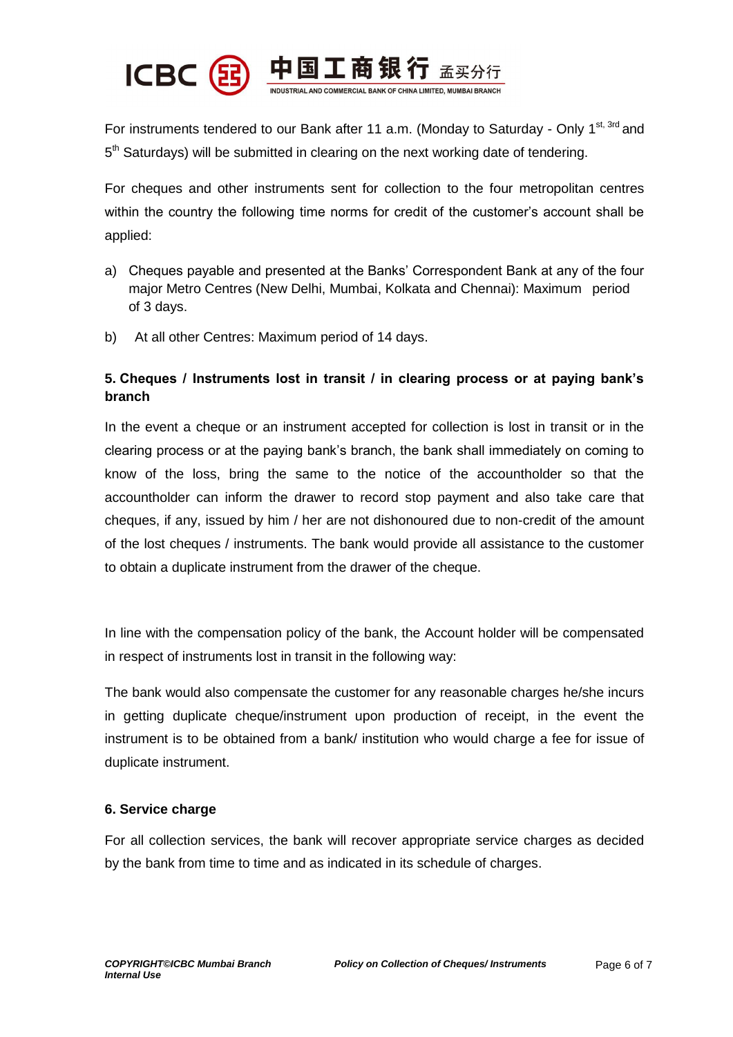For instruments tendered to our Bank after 11 a.m. (Monday to Saturday - Only 1st, 3rd and 5th Saturdays) will be submitted in clearing on the next working date of tendering.

For cheques and other instruments sent for collection to the four metropolitan centres within the country the following time norms for credit of the customer's account shall be applied:

a) Cheques payable and presented at the Banks' Correspondent Bank at any of the four major Metro Centres (New Delhi, Mumbai, Kolkata and Chennai): Maximum period of 3 days.

b) At all other Centres: Maximum period of 14 days.

### 5. Cheques / Instruments lost in transit / in clearing process or at paying bank's branch

In the event a cheque or an instrument accepted for collection is lost in transit or in the clearing process or at the paying bank's branch, the bank shall immediately on coming to know of the loss, bring the same to the notice of the accountholder so that the accountholder can inform the drawer to record stop payment and also take care that cheques, if any, issued by him / her are not dishonoured due to non-credit of the amount of the lost cheques / instruments. The bank would provide all assistance to the customer to obtain a duplicate instrument from the drawer of the cheque.

In line with the compensation policy of the bank, the Account holder will be compensated in respect of instruments lost in transit in the following way:

The bank would also compensate the customer for any reasonable charges he/she incurs in getting duplicate cheque/instrument upon production of receipt, in the event the instrument is to be obtained from a bank/ institution who would charge a fee for issue of duplicate instrument.

### 6. Service charge

For all collection services, the bank will recover appropriate service charges as decided by the bank from time to time and as indicated in its schedule of charges.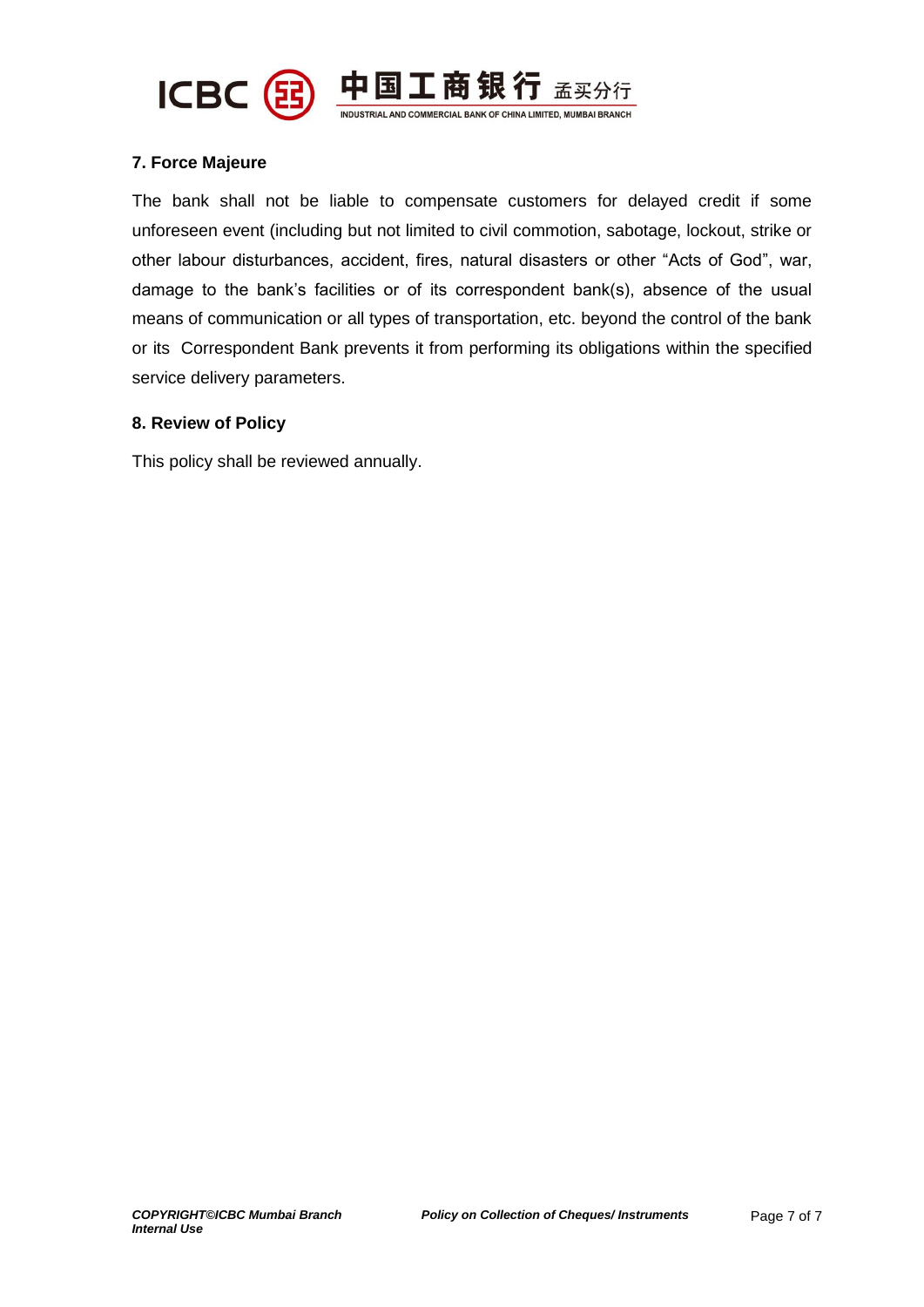### 7. Force Majeure

The bank shall not be liable to compensate customers for delayed credit if some unforeseen event (including but not limited to civil commotion, sabotage, lockout, strike or other labour disturbances, accident, fires, natural disasters or other "Acts of God", war, damage to the bank's facilities or of its correspondent bank(s), absence of the usual means of communication or all types of transportation, etc. beyond the control of the bank or its Correspondent Bank prevents it from performing its obligations within the specified service delivery parameters.

### 8. Review of Policy

This policy shall be reviewed annually.